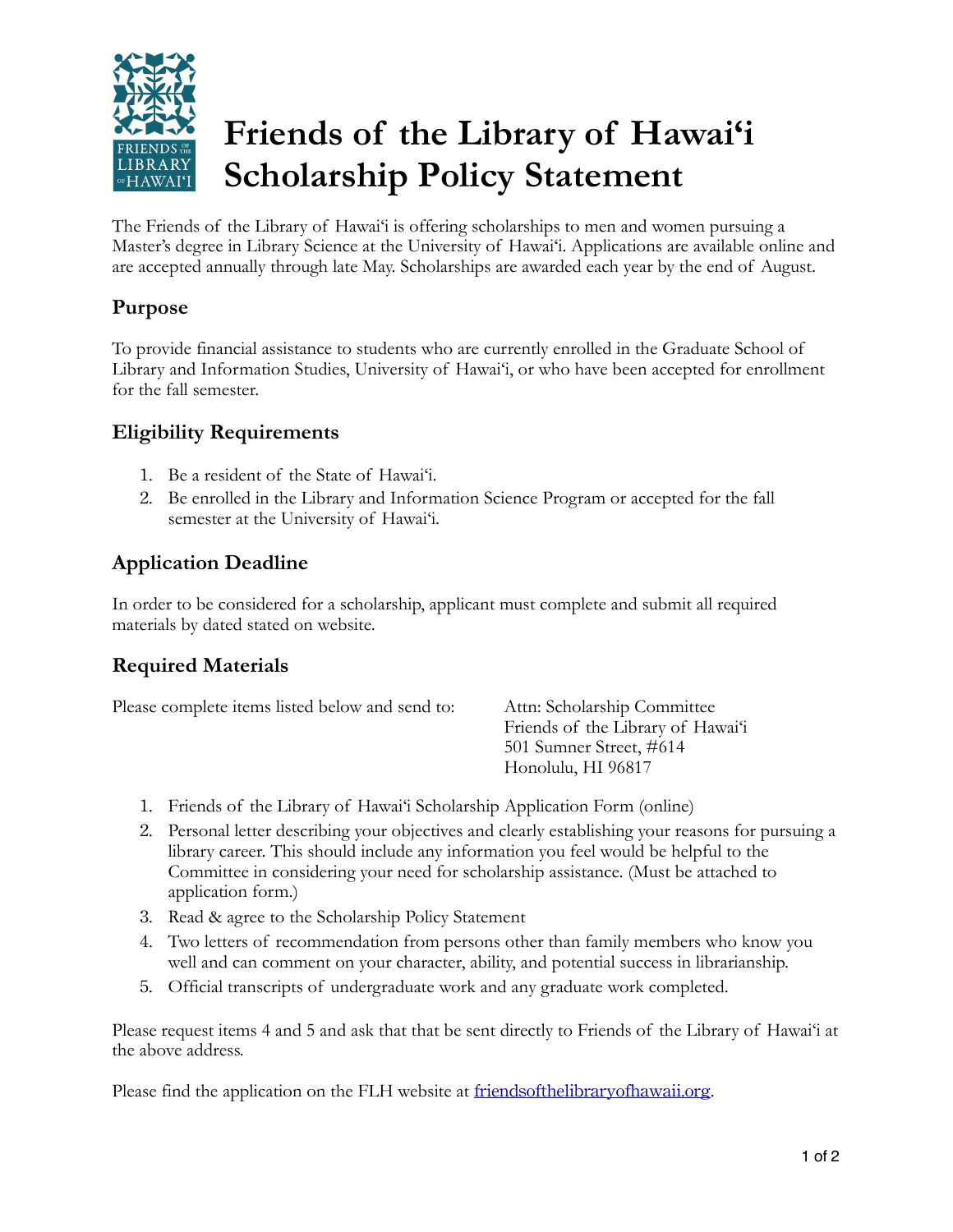# Friends of the Library of Hawaiʻi Scholarship Policy Statement

The Friends of the Library of Hawaiʻi is offering scholarships to men and women pursuing a Master's degree in Library Science at the University of Hawaiʻi. Applications are available online and are accepted annually through late May. Scholarships are awarded each year by the end of August.

## Purpose

To provide financial assistance to students who are currently enrolled in the Graduate School of Library and Information Studies, University of Hawaiʻi, or who have been accepted for enrollment for the fall semester.

## Eligibility Requirements

1. Be a resident of the State of Hawaiʻi.
2. Be enrolled in the Library and Information Science Program or accepted for the fall semester at the University of Hawaiʻi.

## Application Deadline

In order to be considered for a scholarship, applicant must complete and submit all required materials by dated stated on website.

## Required Materials

Please complete items listed below and send to:

Attn: Scholarship Committee
Friends of the Library of Hawaiʻi
501 Sumner Street, #614
Honolulu, HI 96817

1. Friends of the Library of Hawaiʻi Scholarship Application Form (online)
2. Personal letter describing your objectives and clearly establishing your reasons for pursuing a library career. This should include any information you feel would be helpful to the Committee in considering your need for scholarship assistance. (Must be attached to application form.)
3. Read & agree to the Scholarship Policy Statement
4. Two letters of recommendation from persons other than family members who know you well and can comment on your character, ability, and potential success in librarianship.
5. Official transcripts of undergraduate work and any graduate work completed.

Please request items 4 and 5 and ask that that be sent directly to Friends of the Library of Hawaiʻi at the above address.

Please find the application on the FLH website at friendsofthelibraryofhawaii.org.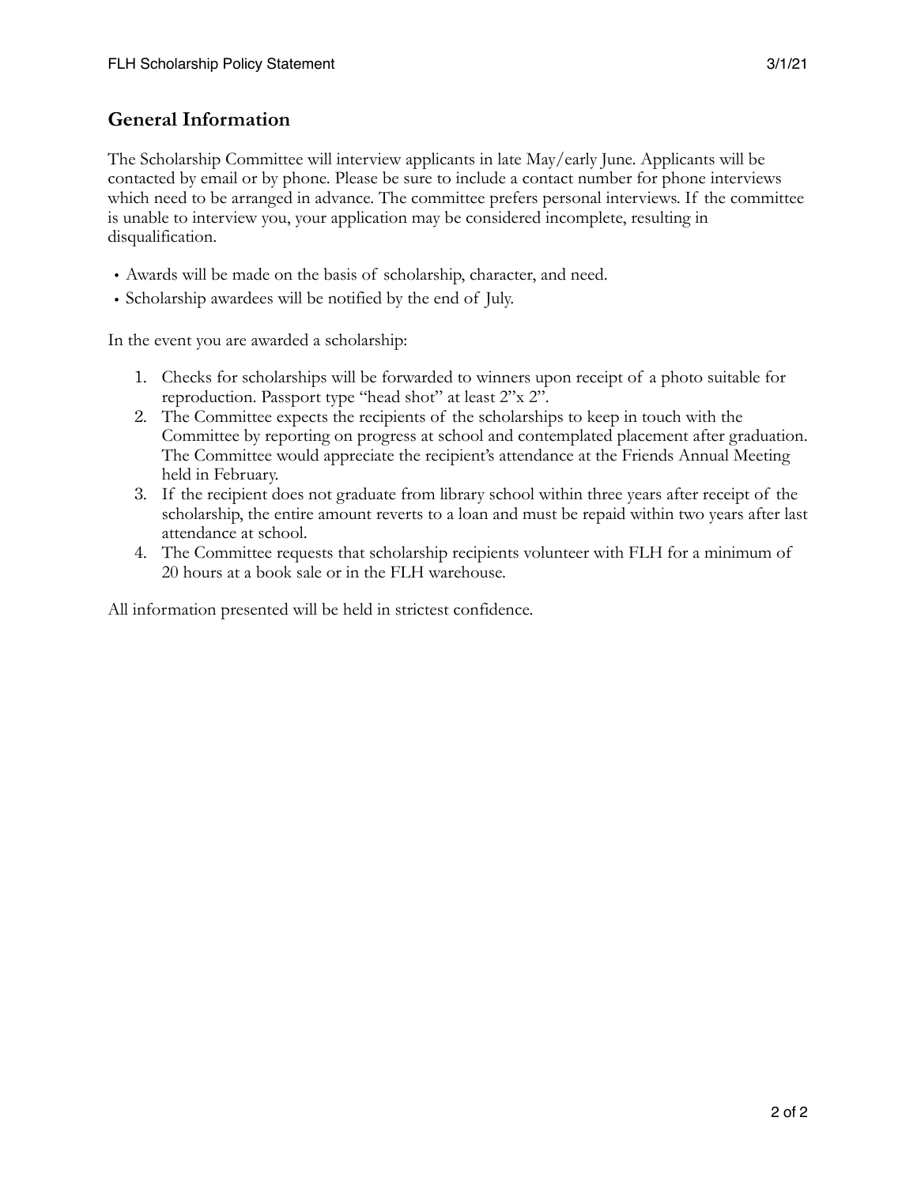## General Information

The Scholarship Committee will interview applicants in late May/early June. Applicants will be contacted by email or by phone. Please be sure to include a contact number for phone interviews which need to be arranged in advance. The committee prefers personal interviews. If the committee is unable to interview you, your application may be considered incomplete, resulting in disqualification.

- Awards will be made on the basis of scholarship, character, and need.
- Scholarship awardees will be notified by the end of July.

In the event you are awarded a scholarship:

1. Checks for scholarships will be forwarded to winners upon receipt of a photo suitable for reproduction. Passport type "head shot" at least 2"x 2".
2. The Committee expects the recipients of the scholarships to keep in touch with the Committee by reporting on progress at school and contemplated placement after graduation. The Committee would appreciate the recipient's attendance at the Friends Annual Meeting held in February.
3. If the recipient does not graduate from library school within three years after receipt of the scholarship, the entire amount reverts to a loan and must be repaid within two years after last attendance at school.
4. The Committee requests that scholarship recipients volunteer with FLH for a minimum of 20 hours at a book sale or in the FLH warehouse.

All information presented will be held in strictest confidence.